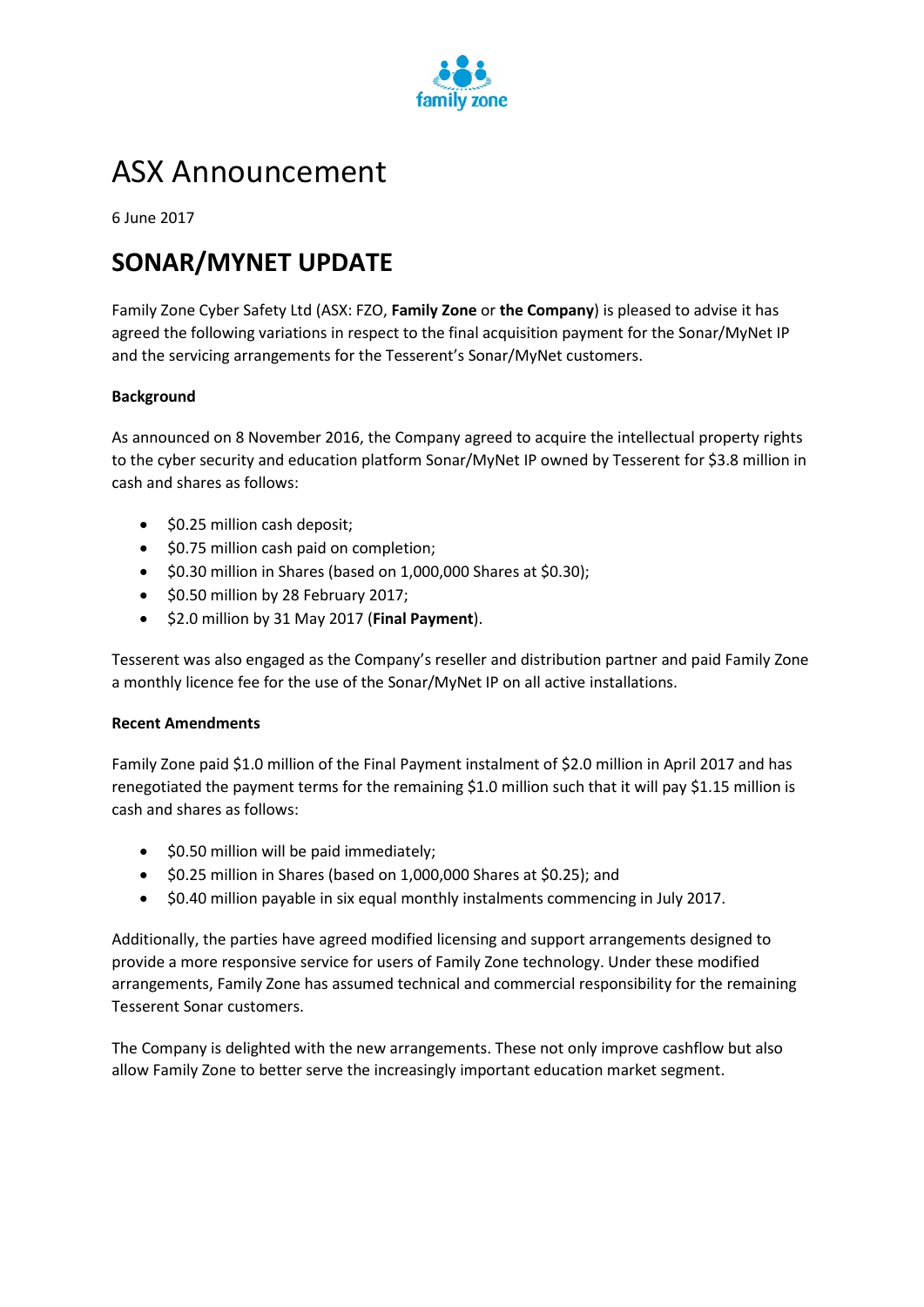# ASX Announcement

6 June 2017

## SONAR/MYNET UPDATE

Family Zone Cyber Safety Ltd (ASX: FZO, **Family Zone** or **the Company**) is pleased to advise it has agreed the following variations in respect to the final acquisition payment for the Sonar/MyNet IP and the servicing arrangements for the Tesserent's Sonar/MyNet customers.

**Background**

As announced on 8 November 2016, the Company agreed to acquire the intellectual property rights to the cyber security and education platform Sonar/MyNet IP owned by Tesserent for $3.8 million in cash and shares as follows:

- $0.25 million cash deposit;
- $0.75 million cash paid on completion;
- $0.30 million in Shares (based on 1,000,000 Shares at $0.30);
- $0.50 million by 28 February 2017;
- $2.0 million by 31 May 2017 (**Final Payment**).

Tesserent was also engaged as the Company's reseller and distribution partner and paid Family Zone a monthly licence fee for the use of the Sonar/MyNet IP on all active installations.

**Recent Amendments**

Family Zone paid $1.0 million of the Final Payment instalment of $2.0 million in April 2017 and has renegotiated the payment terms for the remaining $1.0 million such that it will pay $1.15 million is cash and shares as follows:

- $0.50 million will be paid immediately;
- $0.25 million in Shares (based on 1,000,000 Shares at $0.25); and
- $0.40 million payable in six equal monthly instalments commencing in July 2017.

Additionally, the parties have agreed modified licensing and support arrangements designed to provide a more responsive service for users of Family Zone technology. Under these modified arrangements, Family Zone has assumed technical and commercial responsibility for the remaining Tesserent Sonar customers.

The Company is delighted with the new arrangements. These not only improve cashflow but also allow Family Zone to better serve the increasingly important education market segment.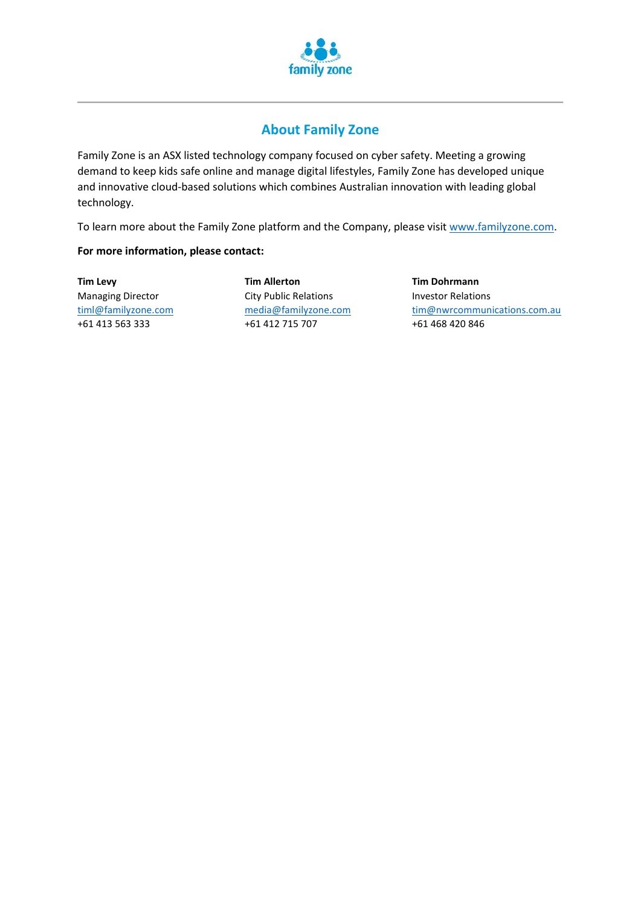## About Family Zone

Family Zone is an ASX listed technology company focused on cyber safety. Meeting a growing demand to keep kids safe online and manage digital lifestyles, Family Zone has developed unique and innovative cloud-based solutions which combines Australian innovation with leading global technology.

To learn more about the Family Zone platform and the Company, please visit www.familyzone.com.

**For more information, please contact:**

**Tim Levy**
Managing Director
timl@familyzone.com
+61 413 563 333

**Tim Allerton**
City Public Relations
media@familyzone.com
+61 412 715 707

**Tim Dohrmann**
Investor Relations
tim@nwrcommunications.com.au
+61 468 420 846